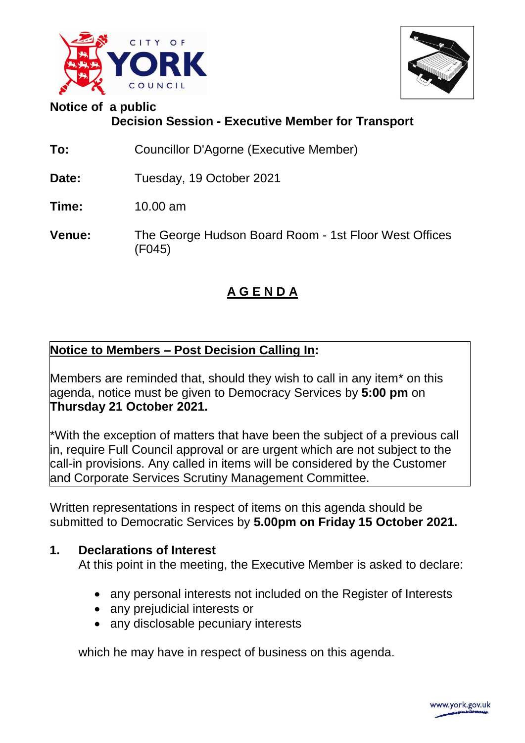**Notice of a public**
**Decision Session - Executive Member for Transport**

**To:** Councillor D'Agorne (Executive Member)

**Date:** Tuesday, 19 October 2021

**Time:** 10.00 am

**Venue:** The George Hudson Board Room - 1st Floor West Offices (F045)

# AGENDA

**Notice to Members – Post Decision Calling In:**

Members are reminded that, should they wish to call in any item* on this agenda, notice must be given to Democracy Services by **5:00 pm** on **Thursday 21 October 2021.**

*With the exception of matters that have been the subject of a previous call in, require Full Council approval or are urgent which are not subject to the call-in provisions. Any called in items will be considered by the Customer and Corporate Services Scrutiny Management Committee.

Written representations in respect of items on this agenda should be submitted to Democratic Services by **5.00pm on Friday 15 October 2021.**

**1. Declarations of Interest**

At this point in the meeting, the Executive Member is asked to declare:

- any personal interests not included on the Register of Interests
- any prejudicial interests or
- any disclosable pecuniary interests

which he may have in respect of business on this agenda.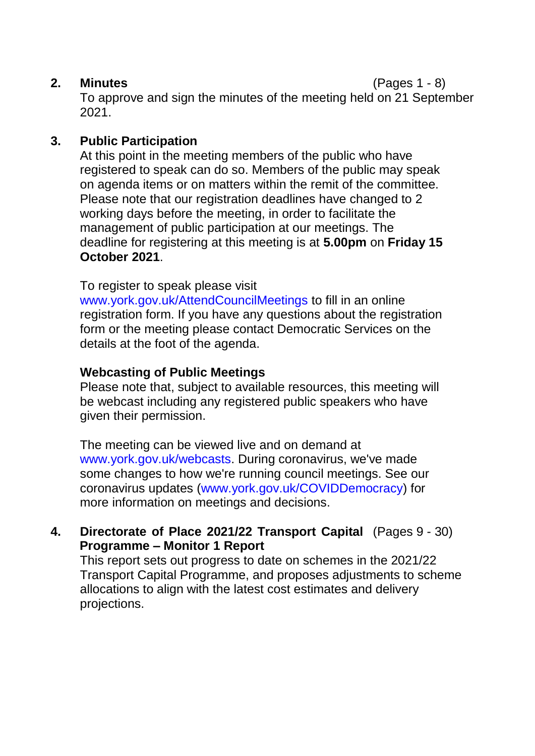**2. Minutes** (Pages 1 - 8)

To approve and sign the minutes of the meeting held on 21 September 2021.

**3. Public Participation**

At this point in the meeting members of the public who have registered to speak can do so. Members of the public may speak on agenda items or on matters within the remit of the committee. Please note that our registration deadlines have changed to 2 working days before the meeting, in order to facilitate the management of public participation at our meetings. The deadline for registering at this meeting is at **5.00pm** on **Friday 15 October 2021**.

To register to speak please visit www.york.gov.uk/AttendCouncilMeetings to fill in an online registration form. If you have any questions about the registration form or the meeting please contact Democratic Services on the details at the foot of the agenda.

**Webcasting of Public Meetings**

Please note that, subject to available resources, this meeting will be webcast including any registered public speakers who have given their permission.

The meeting can be viewed live and on demand at www.york.gov.uk/webcasts. During coronavirus, we've made some changes to how we're running council meetings. See our coronavirus updates (www.york.gov.uk/COVIDDemocracy) for more information on meetings and decisions.

**4. Directorate of Place 2021/22 Transport Capital Programme – Monitor 1 Report** (Pages 9 - 30)

This report sets out progress to date on schemes in the 2021/22 Transport Capital Programme, and proposes adjustments to scheme allocations to align with the latest cost estimates and delivery projections.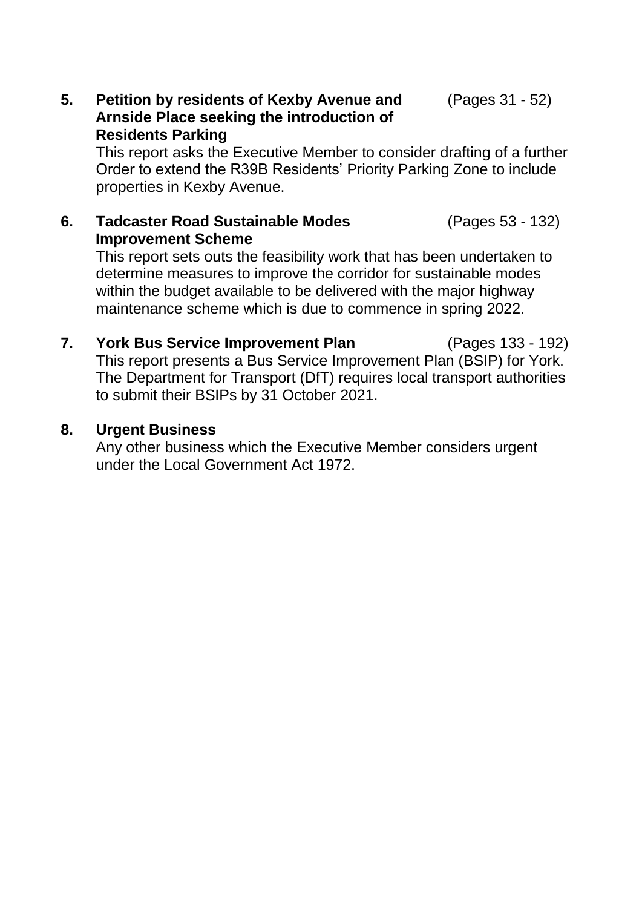**5. Petition by residents of Kexby Avenue and Arnside Place seeking the introduction of Residents Parking** (Pages 31 - 52)

This report asks the Executive Member to consider drafting of a further Order to extend the R39B Residents' Priority Parking Zone to include properties in Kexby Avenue.

**6. Tadcaster Road Sustainable Modes Improvement Scheme** (Pages 53 - 132)

This report sets outs the feasibility work that has been undertaken to determine measures to improve the corridor for sustainable modes within the budget available to be delivered with the major highway maintenance scheme which is due to commence in spring 2022.

**7. York Bus Service Improvement Plan** (Pages 133 - 192)

This report presents a Bus Service Improvement Plan (BSIP) for York. The Department for Transport (DfT) requires local transport authorities to submit their BSIPs by 31 October 2021.

**8. Urgent Business**

Any other business which the Executive Member considers urgent under the Local Government Act 1972.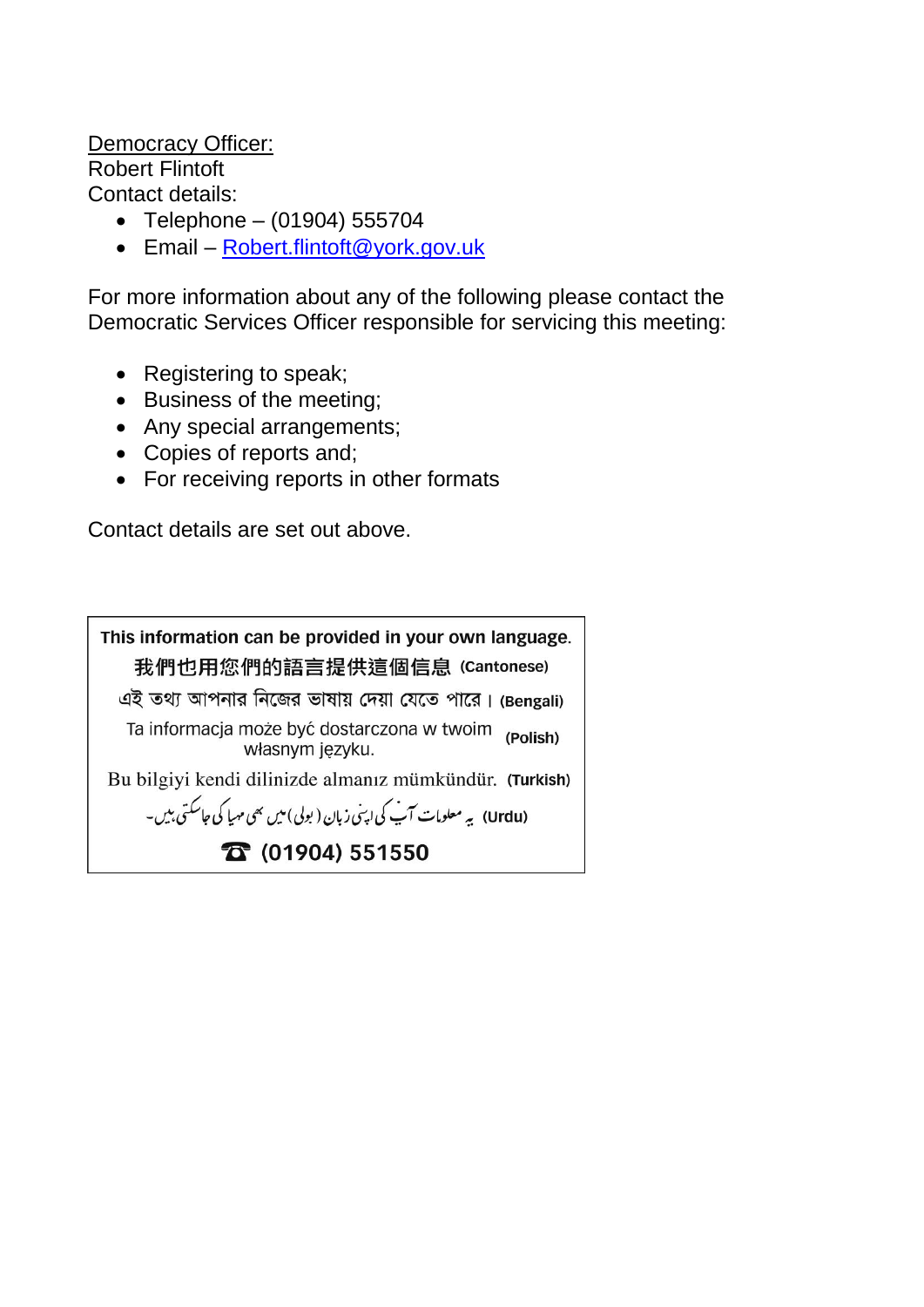<u>Democracy Officer:</u>
Robert Flintoft
Contact details:

- Telephone – (01904) 555704
- Email – Robert.flintoft@york.gov.uk

For more information about any of the following please contact the Democratic Services Officer responsible for servicing this meeting:

- Registering to speak;
- Business of the meeting;
- Any special arrangements;
- Copies of reports and;
- For receiving reports in other formats

Contact details are set out above.

**This information can be provided in your own language.**

我們也用您們的語言提供這個信息 **(Cantonese)**

এই তথ্য আপনার নিজের ভাষায় দেয়া যেতে পারে। **(Bengali)**

Ta informacja może być dostarczona w twoim własnym języku. **(Polish)**

Bu bilgiyi kendi dilinizde almanız mümkündür. **(Turkish)**

یہ معلومات آپ کی اپنی زبان (بولی) میں بھی مہیا کی جاسکتی ہیں۔ **(Urdu)**

☎ **(01904) 551550**